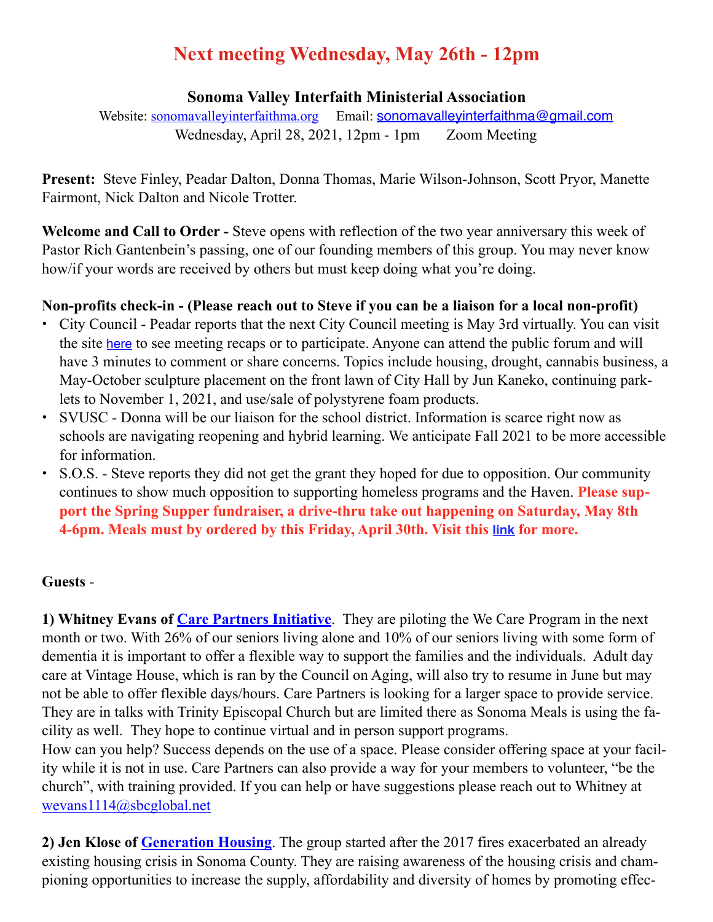# Next meeting Wednesday, May 26th - 12pm

## Sonoma Valley Interfaith Ministerial Association

Website: sonomavalleyinterfaithma.org Email: sonomavalleyinterfaithma@gmail.com

Wednesday, April 28, 2021, 12pm - 1pm Zoom Meeting

**Present:** Steve Finley, Peadar Dalton, Donna Thomas, Marie Wilson-Johnson, Scott Pryor, Manette Fairmont, Nick Dalton and Nicole Trotter.

**Welcome and Call to Order -** Steve opens with reflection of the two year anniversary this week of Pastor Rich Gantenbein's passing, one of our founding members of this group. You may never know how/if your words are received by others but must keep doing what you're doing.

**Non-profits check-in - (Please reach out to Steve if you can be a liaison for a local non-profit)**

- City Council - Peadar reports that the next City Council meeting is May 3rd virtually. You can visit the site here to see meeting recaps or to participate. Anyone can attend the public forum and will have 3 minutes to comment or share concerns. Topics include housing, drought, cannabis business, a May-October sculpture placement on the front lawn of City Hall by Jun Kaneko, continuing parklets to November 1, 2021, and use/sale of polystyrene foam products.
- SVUSC - Donna will be our liaison for the school district. Information is scarce right now as schools are navigating reopening and hybrid learning. We anticipate Fall 2021 to be more accessible for information.
- S.O.S. - Steve reports they did not get the grant they hoped for due to opposition. Our community continues to show much opposition to supporting homeless programs and the Haven. **Please support the Spring Supper fundraiser, a drive-thru take out happening on Saturday, May 8th 4-6pm. Meals must by ordered by this Friday, April 30th. Visit this link for more.**

**Guests** -

**1) Whitney Evans of Care Partners Initiative**. They are piloting the We Care Program in the next month or two. With 26% of our seniors living alone and 10% of our seniors living with some form of dementia it is important to offer a flexible way to support the families and the individuals. Adult day care at Vintage House, which is ran by the Council on Aging, will also try to resume in June but may not be able to offer flexible days/hours. Care Partners is looking for a larger space to provide service. They are in talks with Trinity Episcopal Church but are limited there as Sonoma Meals is using the facility as well. They hope to continue virtual and in person support programs.

How can you help? Success depends on the use of a space. Please consider offering space at your facility while it is not in use. Care Partners can also provide a way for your members to volunteer, "be the church", with training provided. If you can help or have suggestions please reach out to Whitney at wevans1114@sbcglobal.net

**2) Jen Klose of Generation Housing**. The group started after the 2017 fires exacerbated an already existing housing crisis in Sonoma County. They are raising awareness of the housing crisis and championing opportunities to increase the supply, affordability and diversity of homes by promoting effec-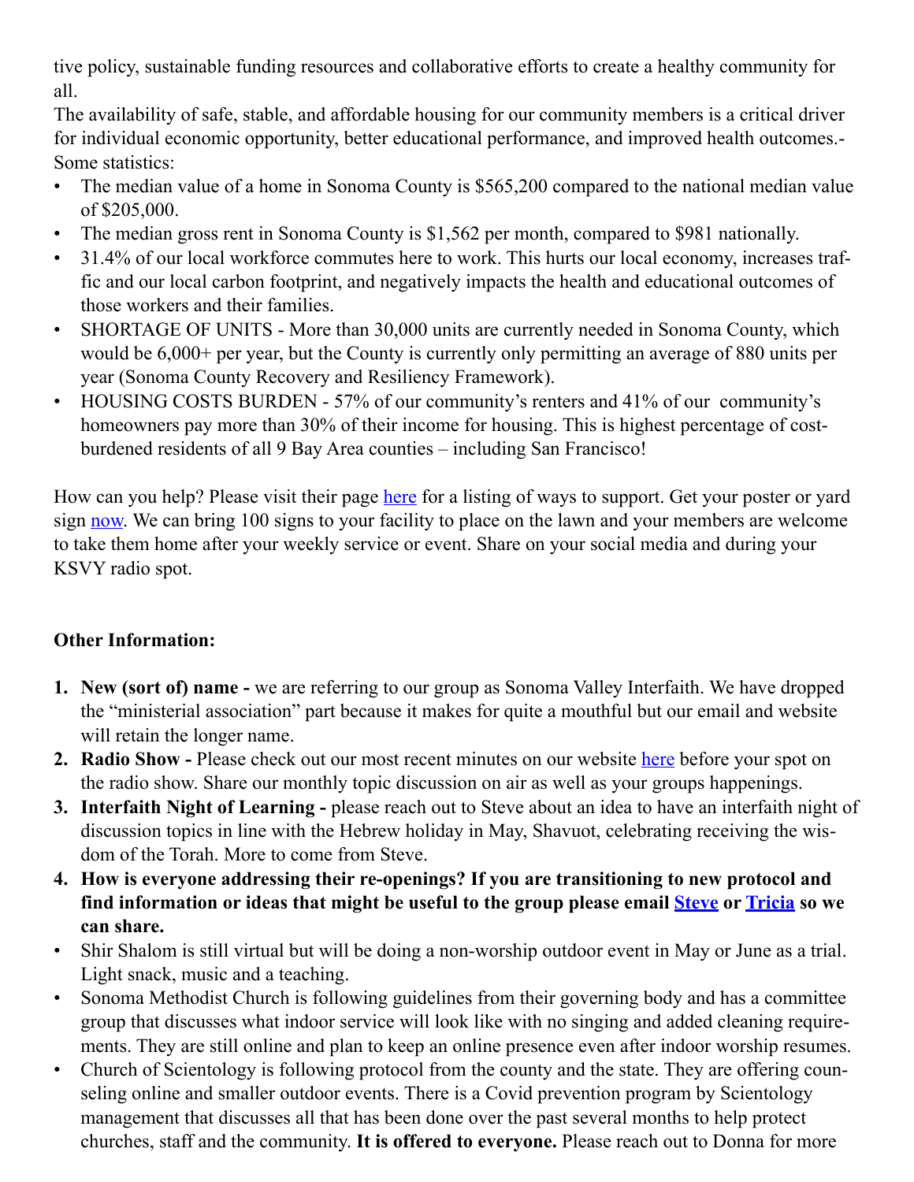tive policy, sustainable funding resources and collaborative efforts to create a healthy community for all.

The availability of safe, stable, and affordable housing for our community members is a critical driver for individual economic opportunity, better educational performance, and improved health outcomes.- Some statistics:

- The median value of a home in Sonoma County is $565,200 compared to the national median value of $205,000.
- The median gross rent in Sonoma County is $1,562 per month, compared to $981 nationally.
- 31.4% of our local workforce commutes here to work. This hurts our local economy, increases traffic and our local carbon footprint, and negatively impacts the health and educational outcomes of those workers and their families.
- SHORTAGE OF UNITS - More than 30,000 units are currently needed in Sonoma County, which would be 6,000+ per year, but the County is currently only permitting an average of 880 units per year (Sonoma County Recovery and Resiliency Framework).
- HOUSING COSTS BURDEN - 57% of our community's renters and 41% of our community's homeowners pay more than 30% of their income for housing. This is highest percentage of cost-burdened residents of all 9 Bay Area counties – including San Francisco!

How can you help? Please visit their page here for a listing of ways to support. Get your poster or yard sign now. We can bring 100 signs to your facility to place on the lawn and your members are welcome to take them home after your weekly service or event. Share on your social media and during your KSVY radio spot.

**Other Information:**

1. **New (sort of) name -** we are referring to our group as Sonoma Valley Interfaith. We have dropped the "ministerial association" part because it makes for quite a mouthful but our email and website will retain the longer name.
2. **Radio Show -** Please check out our most recent minutes on our website here before your spot on the radio show. Share our monthly topic discussion on air as well as your groups happenings.
3. **Interfaith Night of Learning -** please reach out to Steve about an idea to have an interfaith night of discussion topics in line with the Hebrew holiday in May, Shavuot, celebrating receiving the wisdom of the Torah. More to come from Steve.
4. **How is everyone addressing their re-openings? If you are transitioning to new protocol and find information or ideas that might be useful to the group please email Steve or Tricia so we can share.**

- Shir Shalom is still virtual but will be doing a non-worship outdoor event in May or June as a trial. Light snack, music and a teaching.
- Sonoma Methodist Church is following guidelines from their governing body and has a committee group that discusses what indoor service will look like with no singing and added cleaning requirements. They are still online and plan to keep an online presence even after indoor worship resumes.
- Church of Scientology is following protocol from the county and the state. They are offering counseling online and smaller outdoor events. There is a Covid prevention program by Scientology management that discusses all that has been done over the past several months to help protect churches, staff and the community. **It is offered to everyone.** Please reach out to Donna for more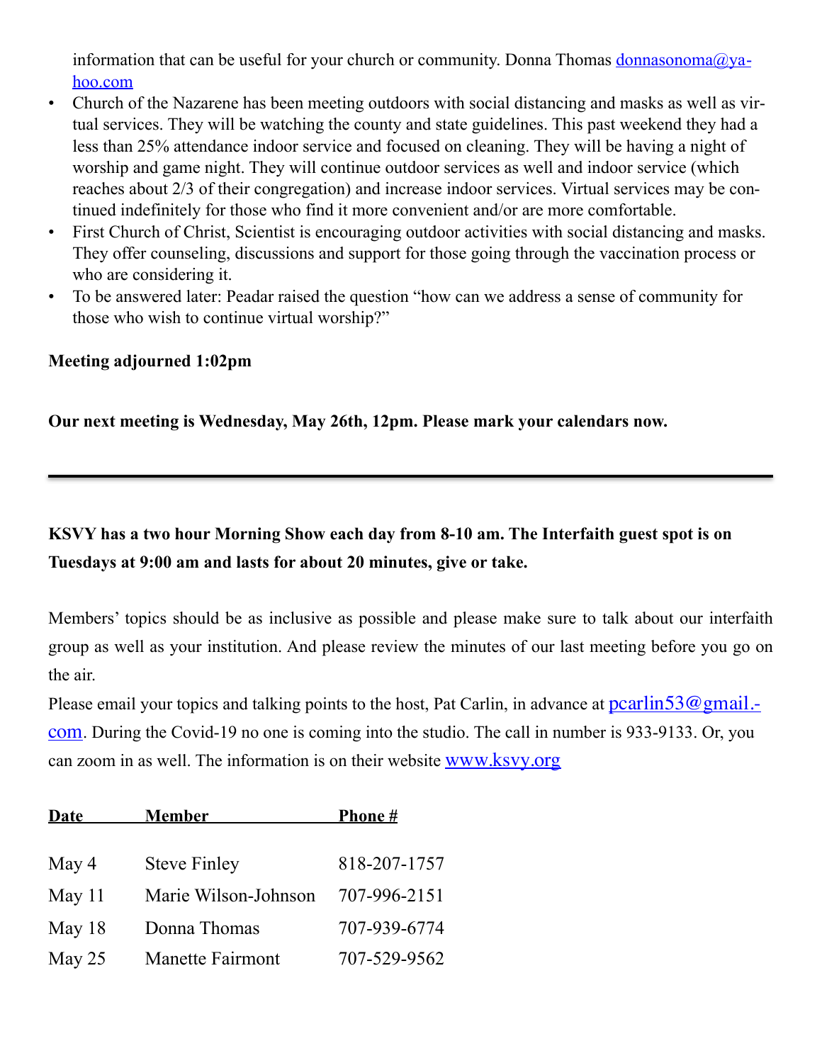information that can be useful for your church or community. Donna Thomas donnasonoma@yahoo.com

- Church of the Nazarene has been meeting outdoors with social distancing and masks as well as virtual services. They will be watching the county and state guidelines. This past weekend they had a less than 25% attendance indoor service and focused on cleaning. They will be having a night of worship and game night. They will continue outdoor services as well and indoor service (which reaches about 2/3 of their congregation) and increase indoor services. Virtual services may be continued indefinitely for those who find it more convenient and/or are more comfortable.
- First Church of Christ, Scientist is encouraging outdoor activities with social distancing and masks. They offer counseling, discussions and support for those going through the vaccination process or who are considering it.
- To be answered later: Peadar raised the question "how can we address a sense of community for those who wish to continue virtual worship?"

**Meeting adjourned 1:02pm**

**Our next meeting is Wednesday, May 26th, 12pm. Please mark your calendars now.**

---

**KSVY has a two hour Morning Show each day from 8-10 am. The Interfaith guest spot is on Tuesdays at 9:00 am and lasts for about 20 minutes, give or take.**

Members' topics should be as inclusive as possible and please make sure to talk about our interfaith group as well as your institution. And please review the minutes of our last meeting before you go on the air.

Please email your topics and talking points to the host, Pat Carlin, in advance at pcarlin53@gmail.com. During the Covid-19 no one is coming into the studio. The call in number is 933-9133. Or, you can zoom in as well. The information is on their website www.ksvy.org

| Date | Member | Phone # |
|---|---|---|
| May 4 | Steve Finley | 818-207-1757 |
| May 11 | Marie Wilson-Johnson | 707-996-2151 |
| May 18 | Donna Thomas | 707-939-6774 |
| May 25 | Manette Fairmont | 707-529-9562 |